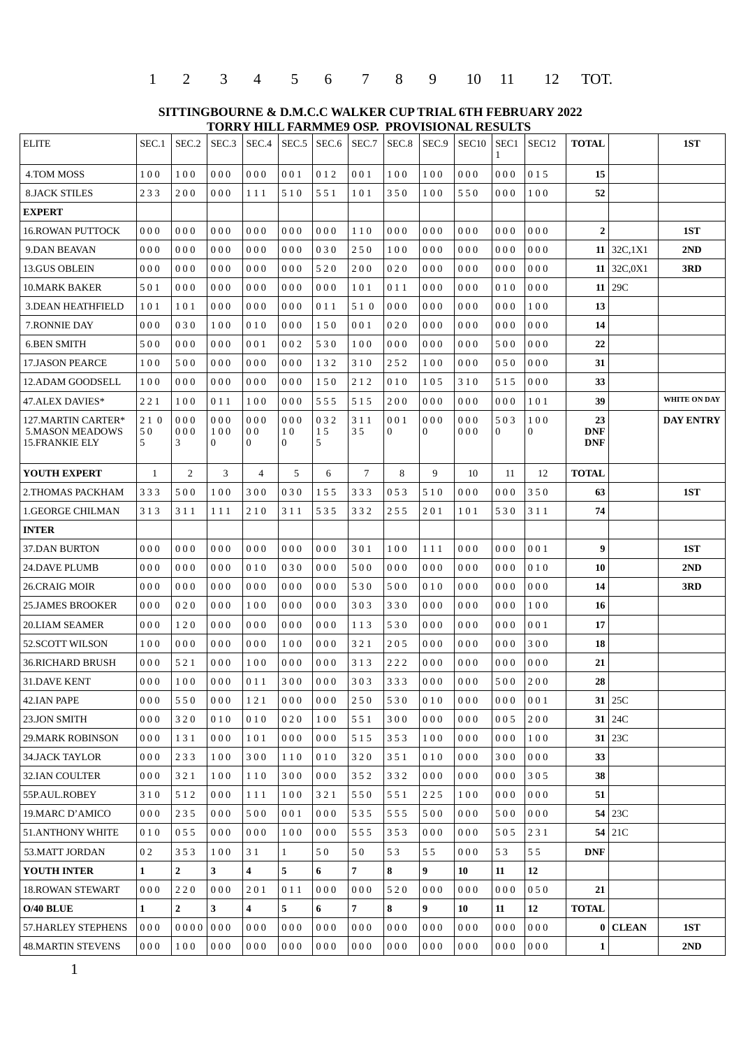1 2 3 4 5 6 7 8 9 10 11 12 TOT.

## SITTINGBOURNE & D.M.C.C WALKER CUP TRIAL 6TH FEBRUARY 2022
## TORRY HILL FARMME9 OSP. PROVISIONAL RESULTS

| ELITE | SEC.1 | SEC.2 | SEC.3 | SEC.4 | SEC.5 | SEC.6 | SEC.7 | SEC.8 | SEC.9 | SEC10 | SEC11 | SEC12 | TOTAL | | 1ST |
|---|---|---|---|---|---|---|---|---|---|---|---|---|---|---|---|
| 4.TOM MOSS | 1 0 0 | 1 0 0 | 0 0 0 | 0 0 0 | 0 0 1 | 0 1 2 | 0 0 1 | 1 0 0 | 1 0 0 | 0 0 0 | 0 0 0 | 0 1 5 | 15 | | |
| 8.JACK STILES | 2 3 3 | 2 0 0 | 0 0 0 | 1 1 1 | 5 1 0 | 5 5 1 | 1 0 1 | 3 5 0 | 1 0 0 | 5 5 0 | 0 0 0 | 1 0 0 | 52 | | |
| **EXPERT** | | | | | | | | | | | | | | | |
| 16.ROWAN PUTTOCK | 0 0 0 | 0 0 0 | 0 0 0 | 0 0 0 | 0 0 0 | 0 0 0 | 1 1 0 | 0 0 0 | 0 0 0 | 0 0 0 | 0 0 0 | 0 0 0 | 2 | | 1ST |
| 9.DAN BEAVAN | 0 0 0 | 0 0 0 | 0 0 0 | 0 0 0 | 0 0 0 | 0 3 0 | 2 5 0 | 1 0 0 | 0 0 0 | 0 0 0 | 0 0 0 | 0 0 0 | 11 | 32C,1X1 | 2ND |
| 13.GUS OBLEIN | 0 0 0 | 0 0 0 | 0 0 0 | 0 0 0 | 0 0 0 | 5 2 0 | 2 0 0 | 0 2 0 | 0 0 0 | 0 0 0 | 0 0 0 | 0 0 0 | 11 | 32C,0X1 | 3RD |
| 10.MARK BAKER | 5 0 1 | 0 0 0 | 0 0 0 | 0 0 0 | 0 0 0 | 0 0 0 | 1 0 1 | 0 1 1 | 0 0 0 | 0 0 0 | 0 1 0 | 0 0 0 | 11 | 29C | |
| 3.DEAN HEATHFIELD | 1 0 1 | 1 0 1 | 0 0 0 | 0 0 0 | 0 0 0 | 0 1 1 | 5 1 0 | 0 0 0 | 0 0 0 | 0 0 0 | 0 0 0 | 1 0 0 | 13 | | |
| 7.RONNIE DAY | 0 0 0 | 0 3 0 | 1 0 0 | 0 1 0 | 0 0 0 | 1 5 0 | 0 0 1 | 0 2 0 | 0 0 0 | 0 0 0 | 0 0 0 | 0 0 0 | 14 | | |
| 6.BEN SMITH | 5 0 0 | 0 0 0 | 0 0 0 | 0 0 1 | 0 0 2 | 5 3 0 | 1 0 0 | 0 0 0 | 0 0 0 | 0 0 0 | 5 0 0 | 0 0 0 | 22 | | |
| 17.JASON PEARCE | 1 0 0 | 5 0 0 | 0 0 0 | 0 0 0 | 0 0 0 | 1 3 2 | 3 1 0 | 2 5 2 | 1 0 0 | 0 0 0 | 0 5 0 | 0 0 0 | 31 | | |
| 12.ADAM GOODSELL | 1 0 0 | 0 0 0 | 0 0 0 | 0 0 0 | 0 0 0 | 1 5 0 | 2 1 2 | 0 1 0 | 1 0 5 | 3 1 0 | 5 1 5 | 0 0 0 | 33 | | |
| 47.ALEX DAVIES* | 2 2 1 | 1 0 0 | 0 1 1 | 1 0 0 | 0 0 0 | 5 5 5 | 5 1 5 | 2 0 0 | 0 0 0 | 0 0 0 | 0 0 0 | 1 0 1 | 39 | | WHITE ON DAY |
| 127.MARTIN CARTER*<br>5.MASON MEADOWS<br>15.FRANKIE ELY | 2 1 0<br>5 0<br>5 | 0 0 0<br>0 0 0<br>3 | 0 0 0<br>1 0 0<br>0 | 0 0 0<br>0 0<br>0 | 0 0 0<br>1 0<br>0 | 0 3 2<br>1 5<br>5 | 3 1 1<br>3 5 | 0 0 1<br>0 | 0 0 0<br>0 | 0 0 0<br>0 0 0 | 5 0 3<br>0 | 1 0 0<br>0 | 23<br>DNF<br>DNF | | DAY ENTRY |
| **YOUTH EXPERT** | 1 | 2 | 3 | 4 | 5 | 6 | 7 | 8 | 9 | 10 | 11 | 12 | **TOTAL** | | |
| 2.THOMAS PACKHAM | 3 3 3 | 5 0 0 | 1 0 0 | 3 0 0 | 0 3 0 | 1 5 5 | 3 3 3 | 0 5 3 | 5 1 0 | 0 0 0 | 0 0 0 | 3 5 0 | 63 | | 1ST |
| 1.GEORGE CHILMAN | 3 1 3 | 3 1 1 | 1 1 1 | 2 1 0 | 3 1 1 | 5 3 5 | 3 3 2 | 2 5 5 | 2 0 1 | 1 0 1 | 5 3 0 | 3 1 1 | 74 | | |
| **INTER** | | | | | | | | | | | | | | | |
| 37.DAN BURTON | 0 0 0 | 0 0 0 | 0 0 0 | 0 0 0 | 0 0 0 | 0 0 0 | 3 0 1 | 1 0 0 | 1 1 1 | 0 0 0 | 0 0 0 | 0 0 1 | 9 | | 1ST |
| 24.DAVE PLUMB | 0 0 0 | 0 0 0 | 0 0 0 | 0 1 0 | 0 3 0 | 0 0 0 | 5 0 0 | 0 0 0 | 0 0 0 | 0 0 0 | 0 0 0 | 0 1 0 | 10 | | 2ND |
| 26.CRAIG MOIR | 0 0 0 | 0 0 0 | 0 0 0 | 0 0 0 | 0 0 0 | 0 0 0 | 5 3 0 | 5 0 0 | 0 1 0 | 0 0 0 | 0 0 0 | 0 0 0 | 14 | | 3RD |
| 25.JAMES BROOKER | 0 0 0 | 0 2 0 | 0 0 0 | 1 0 0 | 0 0 0 | 0 0 0 | 3 0 3 | 3 3 0 | 0 0 0 | 0 0 0 | 0 0 0 | 1 0 0 | 16 | | |
| 20.LIAM SEAMER | 0 0 0 | 1 2 0 | 0 0 0 | 0 0 0 | 0 0 0 | 0 0 0 | 1 1 3 | 5 3 0 | 0 0 0 | 0 0 0 | 0 0 0 | 0 0 1 | 17 | | |
| 52.SCOTT WILSON | 1 0 0 | 0 0 0 | 0 0 0 | 0 0 0 | 1 0 0 | 0 0 0 | 3 2 1 | 2 0 5 | 0 0 0 | 0 0 0 | 0 0 0 | 3 0 0 | 18 | | |
| 36.RICHARD BRUSH | 0 0 0 | 5 2 1 | 0 0 0 | 1 0 0 | 0 0 0 | 0 0 0 | 3 1 3 | 2 2 2 | 0 0 0 | 0 0 0 | 0 0 0 | 0 0 0 | 21 | | |
| 31.DAVE KENT | 0 0 0 | 1 0 0 | 0 0 0 | 0 1 1 | 3 0 0 | 0 0 0 | 3 0 3 | 3 3 3 | 0 0 0 | 0 0 0 | 5 0 0 | 2 0 0 | 28 | | |
| 42.IAN PAPE | 0 0 0 | 5 5 0 | 0 0 0 | 1 2 1 | 0 0 0 | 0 0 0 | 2 5 0 | 5 3 0 | 0 1 0 | 0 0 0 | 0 0 0 | 0 0 1 | 31 | 25C | |
| 23.JON SMITH | 0 0 0 | 3 2 0 | 0 1 0 | 0 1 0 | 0 2 0 | 1 0 0 | 5 5 1 | 3 0 0 | 0 0 0 | 0 0 0 | 0 0 5 | 2 0 0 | 31 | 24C | |
| 29.MARK ROBINSON | 0 0 0 | 1 3 1 | 0 0 0 | 1 0 1 | 0 0 0 | 0 0 0 | 5 1 5 | 3 5 3 | 1 0 0 | 0 0 0 | 0 0 0 | 1 0 0 | 31 | 23C | |
| 34.JACK TAYLOR | 0 0 0 | 2 3 3 | 1 0 0 | 3 0 0 | 1 1 0 | 0 1 0 | 3 2 0 | 3 5 1 | 0 1 0 | 0 0 0 | 3 0 0 | 0 0 0 | 33 | | |
| 32.IAN COULTER | 0 0 0 | 3 2 1 | 1 0 0 | 1 1 0 | 3 0 0 | 0 0 0 | 3 5 2 | 3 3 2 | 0 0 0 | 0 0 0 | 0 0 0 | 3 0 5 | 38 | | |
| 55P.AUL.ROBEY | 3 1 0 | 5 1 2 | 0 0 0 | 1 1 1 | 1 0 0 | 3 2 1 | 5 5 0 | 5 5 1 | 2 2 5 | 1 0 0 | 0 0 0 | 0 0 0 | 51 | | |
| 19.MARC D'AMICO | 0 0 0 | 2 3 5 | 0 0 0 | 5 0 0 | 0 0 1 | 0 0 0 | 5 3 5 | 5 5 5 | 5 0 0 | 0 0 0 | 5 0 0 | 0 0 0 | 54 | 23C | |
| 51.ANTHONY WHITE | 0 1 0 | 0 5 5 | 0 0 0 | 0 0 0 | 1 0 0 | 0 0 0 | 5 5 5 | 3 5 3 | 0 0 0 | 0 0 0 | 5 0 5 | 2 3 1 | 54 | 21C | |
| 53.MATT JORDAN | 0 2 | 3 5 3 | 1 0 0 | 3 1 | 1 | 5 0 | 5 0 | 5 3 | 5 5 | 0 0 0 | 5 3 | 5 5 | DNF | | |
| **YOUTH INTER** | **1** | **2** | **3** | **4** | **5** | **6** | **7** | **8** | **9** | **10** | **11** | **12** | | | |
| 18.ROWAN STEWART | 0 0 0 | 2 2 0 | 0 0 0 | 2 0 1 | 0 1 1 | 0 0 0 | 0 0 0 | 5 2 0 | 0 0 0 | 0 0 0 | 0 0 0 | 0 5 0 | 21 | | |
| **O/40 BLUE** | **1** | **2** | **3** | **4** | **5** | **6** | **7** | **8** | **9** | **10** | **11** | **12** | **TOTAL** | | |
| 57.HARLEY STEPHENS | 0 0 0 | 0 0 0 0 | 0 0 0 | 0 0 0 | 0 0 0 | 0 0 0 | 0 0 0 | 0 0 0 | 0 0 0 | 0 0 0 | 0 0 0 | 0 0 0 | 0 | CLEAN | 1ST |
| 48.MARTIN STEVENS | 0 0 0 | 1 0 0 | 0 0 0 | 0 0 0 | 0 0 0 | 0 0 0 | 0 0 0 | 0 0 0 | 0 0 0 | 0 0 0 | 0 0 0 | 0 0 0 | 1 | | 2ND |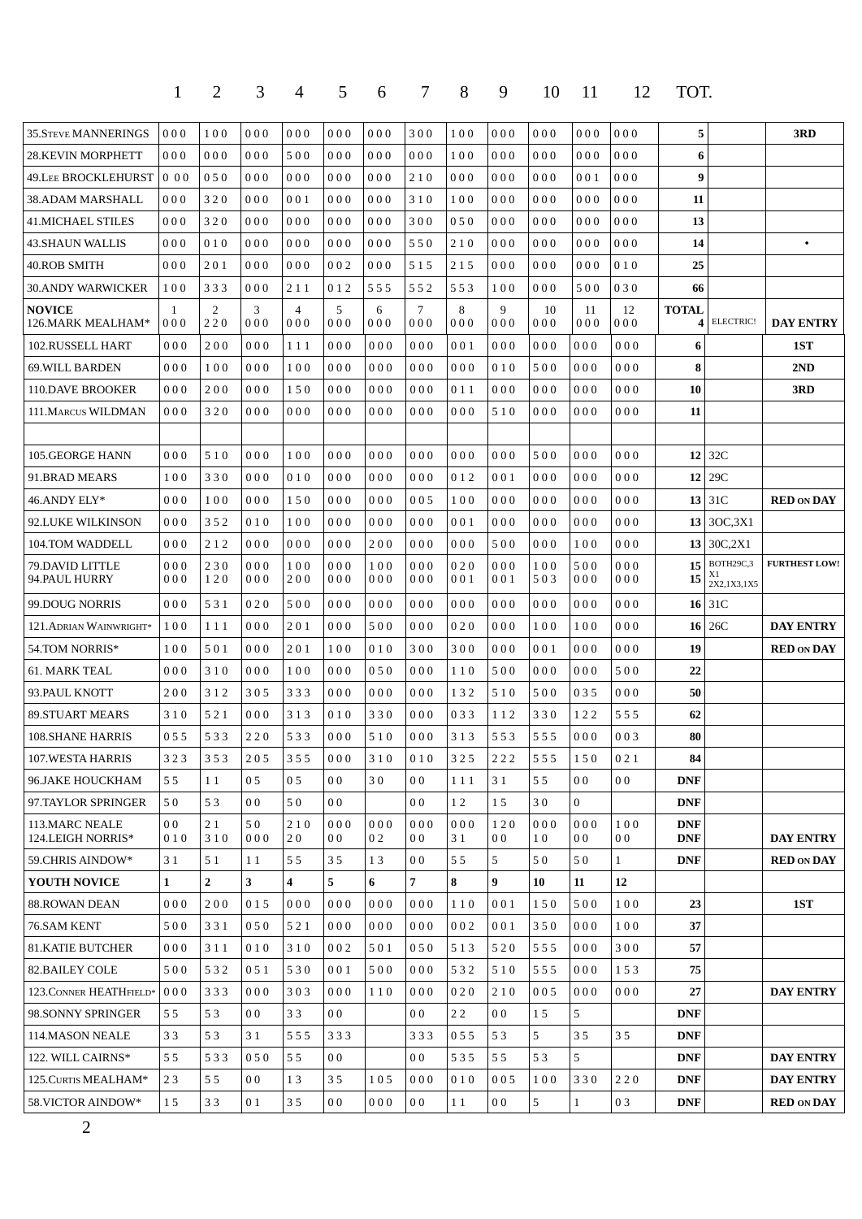| | 1 | 2 | 3 | 4 | 5 | 6 | 7 | 8 | 9 | 10 | 11 | 12 | TOT. | | |
|---|---|---|---|---|---|---|---|---|---|---|---|---|---|---|---|
| 35.STEVE MANNERINGS | 0 0 0 | 1 0 0 | 0 0 0 | 0 0 0 | 0 0 0 | 0 0 0 | 3 0 0 | 1 0 0 | 0 0 0 | 0 0 0 | 0 0 0 | 0 0 0 | 5 | | 3RD |
| 28.KEVIN MORPHETT | 0 0 0 | 0 0 0 | 0 0 0 | 5 0 0 | 0 0 0 | 0 0 0 | 0 0 0 | 1 0 0 | 0 0 0 | 0 0 0 | 0 0 0 | 0 0 0 | 6 | | |
| 49.LEE BROCKLEHURST | 0 0 0 | 0 5 0 | 0 0 0 | 0 0 0 | 0 0 0 | 0 0 0 | 2 1 0 | 0 0 0 | 0 0 0 | 0 0 0 | 0 0 1 | 0 0 0 | 9 | | |
| 38.ADAM MARSHALL | 0 0 0 | 3 2 0 | 0 0 0 | 0 0 1 | 0 0 0 | 0 0 0 | 3 1 0 | 1 0 0 | 0 0 0 | 0 0 0 | 0 0 0 | 0 0 0 | 11 | | |
| 41.MICHAEL STILES | 0 0 0 | 3 2 0 | 0 0 0 | 0 0 0 | 0 0 0 | 0 0 0 | 3 0 0 | 0 5 0 | 0 0 0 | 0 0 0 | 0 0 0 | 0 0 0 | 13 | | |
| 43.SHAUN WALLIS | 0 0 0 | 0 1 0 | 0 0 0 | 0 0 0 | 0 0 0 | 0 0 0 | 5 5 0 | 2 1 0 | 0 0 0 | 0 0 0 | 0 0 0 | 0 0 0 | 14 | | • |
| 40.ROB SMITH | 0 0 0 | 2 0 1 | 0 0 0 | 0 0 0 | 0 0 2 | 0 0 0 | 5 1 5 | 2 1 5 | 0 0 0 | 0 0 0 | 0 0 0 | 0 1 0 | 25 | | |
| 30.ANDY WARWICKER | 1 0 0 | 3 3 3 | 0 0 0 | 2 1 1 | 0 1 2 | 5 5 5 | 5 5 2 | 5 5 3 | 1 0 0 | 0 0 0 | 5 0 0 | 0 3 0 | 66 | | |
| **NOVICE** | 1 | 2 | 3 | 4 | 5 | 6 | 7 | 8 | 9 | 10 | 11 | 12 | **TOTAL** | | |
| 126.MARK MEALHAM* | 0 0 0 | 2 2 0 | 0 0 0 | 0 0 0 | 0 0 0 | 0 0 0 | 0 0 0 | 0 0 0 | 0 0 0 | 0 0 0 | 0 0 0 | 0 0 0 | 4 | ELECTRIC! | DAY ENTRY |
| 102.RUSSELL HART | 0 0 0 | 2 0 0 | 0 0 0 | 1 1 1 | 0 0 0 | 0 0 0 | 0 0 0 | 0 0 1 | 0 0 0 | 0 0 0 | 0 0 0 | 0 0 0 | 6 | | 1ST |
| 69.WILL BARDEN | 0 0 0 | 1 0 0 | 0 0 0 | 1 0 0 | 0 0 0 | 0 0 0 | 0 0 0 | 0 0 0 | 0 1 0 | 5 0 0 | 0 0 0 | 0 0 0 | 8 | | 2ND |
| 110.DAVE BROOKER | 0 0 0 | 2 0 0 | 0 0 0 | 1 5 0 | 0 0 0 | 0 0 0 | 0 0 0 | 0 1 1 | 0 0 0 | 0 0 0 | 0 0 0 | 0 0 0 | 10 | | 3RD |
| 111.MARCUS WILDMAN | 0 0 0 | 3 2 0 | 0 0 0 | 0 0 0 | 0 0 0 | 0 0 0 | 0 0 0 | 0 0 0 | 5 1 0 | 0 0 0 | 0 0 0 | 0 0 0 | 11 | | |
| | | | | | | | | | | | | | | | |
| 105.GEORGE HANN | 0 0 0 | 5 1 0 | 0 0 0 | 1 0 0 | 0 0 0 | 0 0 0 | 0 0 0 | 0 0 0 | 0 0 0 | 5 0 0 | 0 0 0 | 0 0 0 | 12 | 32C | |
| 91.BRAD MEARS | 1 0 0 | 3 3 0 | 0 0 0 | 0 1 0 | 0 0 0 | 0 0 0 | 0 0 0 | 0 1 2 | 0 0 1 | 0 0 0 | 0 0 0 | 0 0 0 | 12 | 29C | |
| 46.ANDY ELY* | 0 0 0 | 1 0 0 | 0 0 0 | 1 5 0 | 0 0 0 | 0 0 0 | 0 0 5 | 1 0 0 | 0 0 0 | 0 0 0 | 0 0 0 | 0 0 0 | 13 | 31C | RED ON DAY |
| 92.LUKE WILKINSON | 0 0 0 | 3 5 2 | 0 1 0 | 1 0 0 | 0 0 0 | 0 0 0 | 0 0 0 | 0 0 1 | 0 0 0 | 0 0 0 | 0 0 0 | 0 0 0 | 13 | 3OC,3X1 | |
| 104.TOM WADDELL | 0 0 0 | 2 1 2 | 0 0 0 | 0 0 0 | 0 0 0 | 2 0 0 | 0 0 0 | 0 0 0 | 5 0 0 | 0 0 0 | 1 0 0 | 0 0 0 | 13 | 30C,2X1 | |
| 79.DAVID LITTLE | 0 0 0 | 2 3 0 | 0 0 0 | 1 0 0 | 0 0 0 | 1 0 0 | 0 0 0 | 0 2 0 | 0 0 0 | 1 0 0 | 5 0 0 | 0 0 0 | 15 | BOTH29C,3 X1 | FURTHEST LOW! |
| 94.PAUL HURRY | 0 0 0 | 1 2 0 | 0 0 0 | 2 0 0 | 0 0 0 | 0 0 0 | 0 0 0 | 0 0 1 | 0 0 1 | 5 0 3 | 0 0 0 | 0 0 0 | 15 | 2X2,1X3,1X5 | |
| 99.DOUG NORRIS | 0 0 0 | 5 3 1 | 0 2 0 | 5 0 0 | 0 0 0 | 0 0 0 | 0 0 0 | 0 0 0 | 0 0 0 | 0 0 0 | 0 0 0 | 0 0 0 | 16 | 31C | |
| 121.ADRIAN WAINWRIGHT* | 1 0 0 | 1 1 1 | 0 0 0 | 2 0 1 | 0 0 0 | 5 0 0 | 0 0 0 | 0 2 0 | 0 0 0 | 1 0 0 | 1 0 0 | 0 0 0 | 16 | 26C | DAY ENTRY |
| 54.TOM NORRIS* | 1 0 0 | 5 0 1 | 0 0 0 | 2 0 1 | 1 0 0 | 0 1 0 | 3 0 0 | 3 0 0 | 0 0 0 | 0 0 1 | 0 0 0 | 0 0 0 | 19 | | RED ON DAY |
| 61. MARK TEAL | 0 0 0 | 3 1 0 | 0 0 0 | 1 0 0 | 0 0 0 | 0 5 0 | 0 0 0 | 1 1 0 | 5 0 0 | 0 0 0 | 0 0 0 | 5 0 0 | 22 | | |
| 93.PAUL KNOTT | 2 0 0 | 3 1 2 | 3 0 5 | 3 3 3 | 0 0 0 | 0 0 0 | 0 0 0 | 1 3 2 | 5 1 0 | 5 0 0 | 0 3 5 | 0 0 0 | 50 | | |
| 89.STUART MEARS | 3 1 0 | 5 2 1 | 0 0 0 | 3 1 3 | 0 1 0 | 3 3 0 | 0 0 0 | 0 3 3 | 1 1 2 | 3 3 0 | 1 2 2 | 5 5 5 | 62 | | |
| 108.SHANE HARRIS | 0 5 5 | 5 3 3 | 2 2 0 | 5 3 3 | 0 0 0 | 5 1 0 | 0 0 0 | 3 1 3 | 5 5 3 | 5 5 5 | 0 0 0 | 0 0 3 | 80 | | |
| 107.WESTA HARRIS | 3 2 3 | 3 5 3 | 2 0 5 | 3 5 5 | 0 0 0 | 3 1 0 | 0 1 0 | 3 2 5 | 2 2 2 | 5 5 5 | 1 5 0 | 0 2 1 | 84 | | |
| 96.JAKE HOUCKHAM | 5 5 | 1 1 | 0 5 | 0 5 | 0 0 | 3 0 | 0 0 | 1 1 1 | 3 1 | 5 5 | 0 0 | 0 0 | DNF | | |
| 97.TAYLOR SPRINGER | 5 0 | 5 3 | 0 0 | 5 0 | 0 0 | | 0 0 | 1 2 | 1 5 | 3 0 | 0 | | DNF | | |
| 113.MARC NEALE | 0 0 | 2 1 | 5 0 | 2 1 0 | 0 0 0 | 0 0 0 | 0 0 0 | 0 0 0 | 1 2 0 | 0 0 0 | 0 0 0 | 1 0 0 | DNF | | |
| 124.LEIGH NORRIS* | 0 1 0 | 3 1 0 | 0 0 0 | 2 0 | 0 0 | 0 2 | 0 0 | 3 1 | 0 0 | 1 0 | 0 0 | 0 0 | DNF | | DAY ENTRY |
| 59.CHRIS AINDOW* | 3 1 | 5 1 | 1 1 | 5 5 | 3 5 | 1 3 | 0 0 | 5 5 | 5 | 5 0 | 5 0 | 1 | DNF | | RED ON DAY |
| **YOUTH NOVICE** | **1** | **2** | **3** | **4** | **5** | **6** | **7** | **8** | **9** | **10** | **11** | **12** | | | |
| 88.ROWAN DEAN | 0 0 0 | 2 0 0 | 0 1 5 | 0 0 0 | 0 0 0 | 0 0 0 | 0 0 0 | 1 1 0 | 0 0 1 | 1 5 0 | 5 0 0 | 1 0 0 | 23 | | 1ST |
| 76.SAM KENT | 5 0 0 | 3 3 1 | 0 5 0 | 5 2 1 | 0 0 0 | 0 0 0 | 0 0 0 | 0 0 2 | 0 0 1 | 3 5 0 | 0 0 0 | 1 0 0 | 37 | | |
| 81.KATIE BUTCHER | 0 0 0 | 3 1 1 | 0 1 0 | 3 1 0 | 0 0 2 | 5 0 1 | 0 5 0 | 5 1 3 | 5 2 0 | 5 5 5 | 0 0 0 | 3 0 0 | 57 | | |
| 82.BAILEY COLE | 5 0 0 | 5 3 2 | 0 5 1 | 5 3 0 | 0 0 1 | 5 0 0 | 0 0 0 | 5 3 2 | 5 1 0 | 5 5 5 | 0 0 0 | 1 5 3 | 75 | | |
| 123.CONNER HEATHFIELD* | 0 0 0 | 3 3 3 | 0 0 0 | 3 0 3 | 0 0 0 | 1 1 0 | 0 0 0 | 0 2 0 | 2 1 0 | 0 0 5 | 0 0 0 | 0 0 0 | 27 | | DAY ENTRY |
| 98.SONNY SPRINGER | 5 5 | 5 3 | 0 0 | 3 3 | 0 0 | | 0 0 | 2 2 | 0 0 | 1 5 | 5 | | DNF | | |
| 114.MASON NEALE | 3 3 | 5 3 | 3 1 | 5 5 5 | 3 3 3 | | 3 3 3 | 0 5 5 | 5 3 | 5 | 3 5 | 3 5 | DNF | | |
| 122. WILL CAIRNS* | 5 5 | 5 3 3 | 0 5 0 | 5 5 | 0 0 | | 0 0 | 5 3 5 | 5 5 | 5 3 | 5 | | DNF | | DAY ENTRY |
| 125.CURTIS MEALHAM* | 2 3 | 5 5 | 0 0 | 1 3 | 3 5 | 1 0 5 | 0 0 0 | 0 1 0 | 0 0 5 | 1 0 0 | 3 3 0 | 2 2 0 | DNF | | DAY ENTRY |
| 58.VICTOR AINDOW* | 1 5 | 3 3 | 0 1 | 3 5 | 0 0 | 0 0 0 | 0 0 | 1 1 | 0 0 | 5 | 1 | 0 3 | DNF | | RED ON DAY |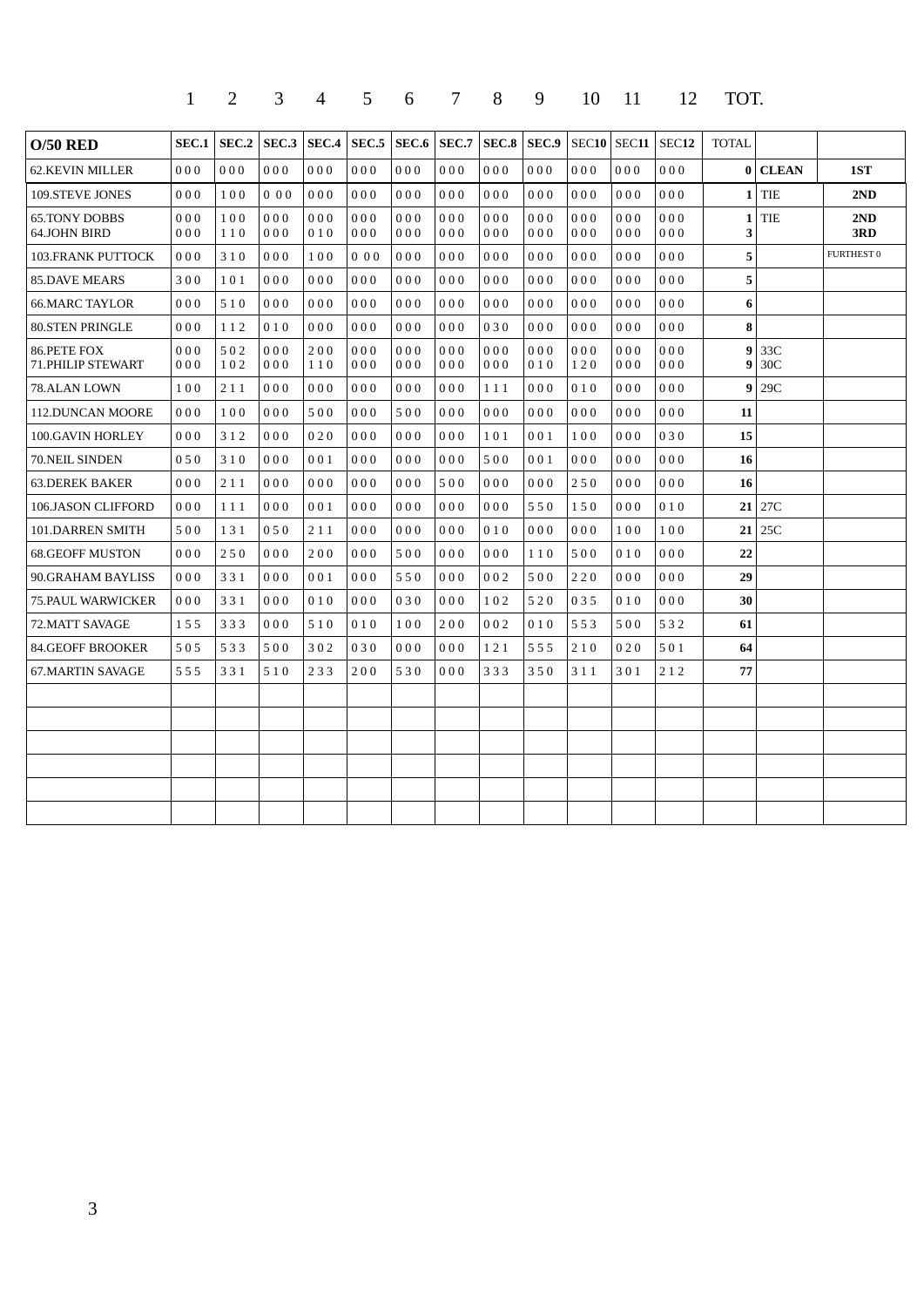1 2 3 4 5 6 7 8 9 10 11 12 TOT.

| O/50 RED | SEC.1 | SEC.2 | SEC.3 | SEC.4 | SEC.5 | SEC.6 | SEC.7 | SEC.8 | SEC.9 | SEC10 | SEC11 | SEC12 | TOTAL | | |
|---|---|---|---|---|---|---|---|---|---|---|---|---|---|---|---|
| 62.KEVIN MILLER | 0 0 0 | 0 0 0 | 0 0 0 | 0 0 0 | 0 0 0 | 0 0 0 | 0 0 0 | 0 0 0 | 0 0 0 | 0 0 0 | 0 0 0 | 0 0 0 | **0** | **CLEAN** | **1ST** |
| 109.STEVE JONES | 0 0 0 | 1 0 0 | 0 0 0 | 0 0 0 | 0 0 0 | 0 0 0 | 0 0 0 | 0 0 0 | 0 0 0 | 0 0 0 | 0 0 0 | 0 0 0 | **1** | TIE | **2ND** |
| 65.TONY DOBBS<br>64.JOHN BIRD | 0 0 0<br>0 0 0 | 1 0 0<br>1 1 0 | 0 0 0<br>0 0 0 | 0 0 0<br>0 1 0 | 0 0 0<br>0 0 0 | 0 0 0<br>0 0 0 | 0 0 0<br>0 0 0 | 0 0 0<br>0 0 0 | 0 0 0<br>0 0 0 | 0 0 0<br>0 0 0 | 0 0 0<br>0 0 0 | 0 0 0<br>0 0 0 | **1**<br>**3** | TIE | **2ND**<br>**3RD** |
| 103.FRANK PUTTOCK | 0 0 0 | 3 1 0 | 0 0 0 | 1 0 0 | 0 0 0 | 0 0 0 | 0 0 0 | 0 0 0 | 0 0 0 | 0 0 0 | 0 0 0 | 0 0 0 | **5** | | FURTHEST 0 |
| 85.DAVE MEARS | 3 0 0 | 1 0 1 | 0 0 0 | 0 0 0 | 0 0 0 | 0 0 0 | 0 0 0 | 0 0 0 | 0 0 0 | 0 0 0 | 0 0 0 | 0 0 0 | **5** | | |
| 66.MARC TAYLOR | 0 0 0 | 5 1 0 | 0 0 0 | 0 0 0 | 0 0 0 | 0 0 0 | 0 0 0 | 0 0 0 | 0 0 0 | 0 0 0 | 0 0 0 | 0 0 0 | **6** | | |
| 80.STEN PRINGLE | 0 0 0 | 1 1 2 | 0 1 0 | 0 0 0 | 0 0 0 | 0 0 0 | 0 0 0 | 0 3 0 | 0 0 0 | 0 0 0 | 0 0 0 | 0 0 0 | **8** | | |
| 86.PETE FOX<br>71.PHILIP STEWART | 0 0 0<br>0 0 0 | 5 0 2<br>1 0 2 | 0 0 0<br>0 0 0 | 2 0 0<br>1 1 0 | 0 0 0<br>0 0 0 | 0 0 0<br>0 0 0 | 0 0 0<br>0 0 0 | 0 0 0<br>0 0 0 | 0 0 0<br>0 1 0 | 0 0 0<br>1 2 0 | 0 0 0<br>0 0 0 | 0 0 0<br>0 0 0 | **9**<br>**9** | 33C<br>30C | |
| 78.ALAN LOWN | 1 0 0 | 2 1 1 | 0 0 0 | 0 0 0 | 0 0 0 | 0 0 0 | 0 0 0 | 1 1 1 | 0 0 0 | 0 1 0 | 0 0 0 | 0 0 0 | **9** | 29C | |
| 112.DUNCAN MOORE | 0 0 0 | 1 0 0 | 0 0 0 | 5 0 0 | 0 0 0 | 5 0 0 | 0 0 0 | 0 0 0 | 0 0 0 | 0 0 0 | 0 0 0 | 0 0 0 | **11** | | |
| 100.GAVIN HORLEY | 0 0 0 | 3 1 2 | 0 0 0 | 0 2 0 | 0 0 0 | 0 0 0 | 0 0 0 | 1 0 1 | 0 0 1 | 1 0 0 | 0 0 0 | 0 3 0 | **15** | | |
| 70.NEIL SINDEN | 0 5 0 | 3 1 0 | 0 0 0 | 0 0 1 | 0 0 0 | 0 0 0 | 0 0 0 | 5 0 0 | 0 0 1 | 0 0 0 | 0 0 0 | 0 0 0 | **16** | | |
| 63.DEREK BAKER | 0 0 0 | 2 1 1 | 0 0 0 | 0 0 0 | 0 0 0 | 0 0 0 | 5 0 0 | 0 0 0 | 0 0 0 | 2 5 0 | 0 0 0 | 0 0 0 | **16** | | |
| 106.JASON CLIFFORD | 0 0 0 | 1 1 1 | 0 0 0 | 0 0 1 | 0 0 0 | 0 0 0 | 0 0 0 | 0 0 0 | 5 5 0 | 1 5 0 | 0 0 0 | 0 1 0 | **21** | 27C | |
| 101.DARREN SMITH | 5 0 0 | 1 3 1 | 0 5 0 | 2 1 1 | 0 0 0 | 0 0 0 | 0 0 0 | 0 1 0 | 0 0 0 | 0 0 0 | 1 0 0 | 1 0 0 | **21** | 25C | |
| 68.GEOFF MUSTON | 0 0 0 | 2 5 0 | 0 0 0 | 2 0 0 | 0 0 0 | 5 0 0 | 0 0 0 | 0 0 0 | 1 1 0 | 5 0 0 | 0 1 0 | 0 0 0 | **22** | | |
| 90.GRAHAM BAYLISS | 0 0 0 | 3 3 1 | 0 0 0 | 0 0 1 | 0 0 0 | 5 5 0 | 0 0 0 | 0 0 2 | 5 0 0 | 2 2 0 | 0 0 0 | 0 0 0 | **29** | | |
| 75.PAUL WARWICKER | 0 0 0 | 3 3 1 | 0 0 0 | 0 1 0 | 0 0 0 | 0 3 0 | 0 0 0 | 1 0 2 | 5 2 0 | 0 3 5 | 0 1 0 | 0 0 0 | **30** | | |
| 72.MATT SAVAGE | 1 5 5 | 3 3 3 | 0 0 0 | 5 1 0 | 0 1 0 | 1 0 0 | 2 0 0 | 0 0 2 | 0 1 0 | 5 5 3 | 5 0 0 | 5 3 2 | **61** | | |
| 84.GEOFF BROOKER | 5 0 5 | 5 3 3 | 5 0 0 | 3 0 2 | 0 3 0 | 0 0 0 | 0 0 0 | 1 2 1 | 5 5 5 | 2 1 0 | 0 2 0 | 5 0 1 | **64** | | |
| 67.MARTIN SAVAGE | 5 5 5 | 3 3 1 | 5 1 0 | 2 3 3 | 2 0 0 | 5 3 0 | 0 0 0 | 3 3 3 | 3 5 0 | 3 1 1 | 3 0 1 | 2 1 2 | **77** | | |
| | | | | | | | | | | | | | | | |
| | | | | | | | | | | | | | | | |
| | | | | | | | | | | | | | | | |
| | | | | | | | | | | | | | | | |
| | | | | | | | | | | | | | | | |
| | | | | | | | | | | | | | | | |